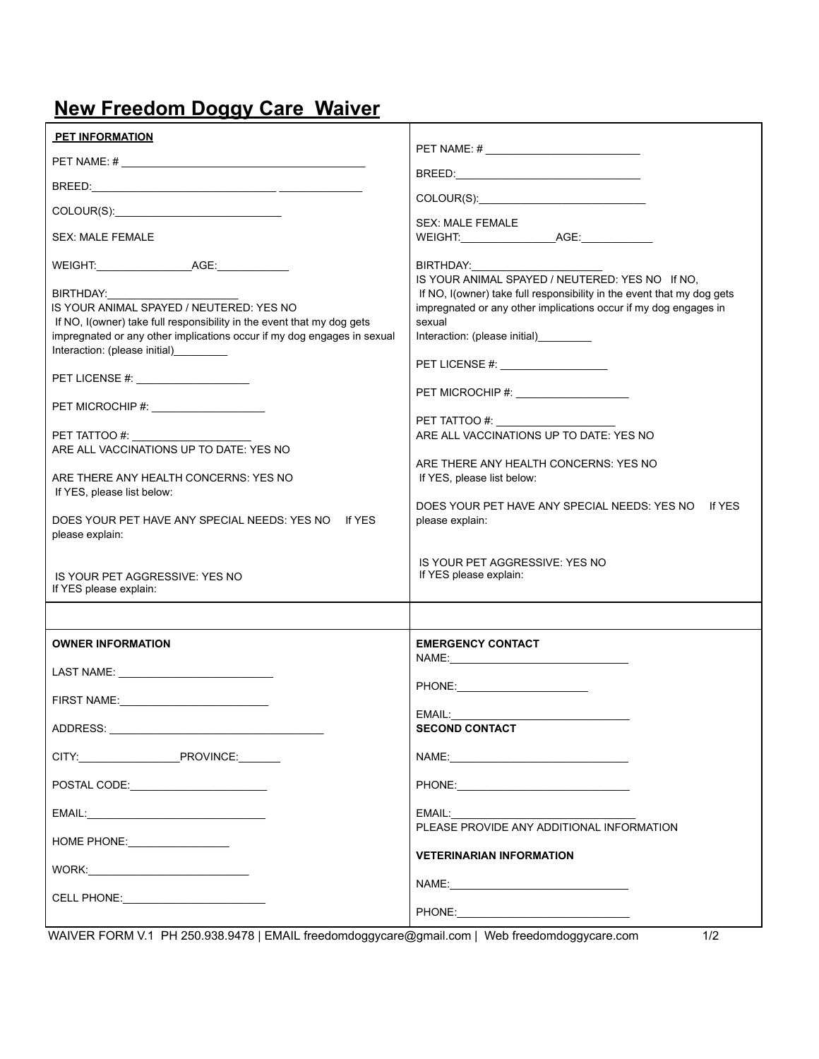# New Freedom Doggy Care Waiver

**PET INFORMATION**

PET NAME: # ________________________________________

BREED:______________________________ _____________

COLOUR(S):___________________________

SEX: MALE FEMALE

WEIGHT:________________AGE:____________

BIRTHDAY:______________________

IS YOUR ANIMAL SPAYED / NEUTERED: YES NO

If NO, I(owner) take full responsibility in the event that my dog gets impregnated or any other implications occur if my dog engages in sexual Interaction: (please initial)_________

PET LICENSE #: ___________________

PET MICROCHIP #: ___________________

PET TATTOO #: ____________________

ARE ALL VACCINATIONS UP TO DATE: YES NO

ARE THERE ANY HEALTH CONCERNS: YES NO

If YES, please list below:

DOES YOUR PET HAVE ANY SPECIAL NEEDS: YES NO If YES please explain:

IS YOUR PET AGGRESSIVE: YES NO

If YES please explain:

PET NAME: # _________________________

BREED:_______________________________

COLOUR(S):____________________________

SEX: MALE FEMALE

WEIGHT:________________AGE:____________

BIRTHDAY:______________________

IS YOUR ANIMAL SPAYED / NEUTERED: YES NO If NO,

If NO, I(owner) take full responsibility in the event that my dog gets impregnated or any other implications occur if my dog engages in sexual Interaction: (please initial)_________

PET LICENSE #: _________________

PET MICROCHIP #: ___________________

PET TATTOO #: ____________________

ARE ALL VACCINATIONS UP TO DATE: YES NO

ARE THERE ANY HEALTH CONCERNS: YES NO

If YES, please list below:

DOES YOUR PET HAVE ANY SPECIAL NEEDS: YES NO If YES please explain:

IS YOUR PET AGGRESSIVE: YES NO

If YES please explain:

**OWNER INFORMATION**

LAST NAME: _________________________

FIRST NAME:_________________________

ADDRESS: ___________________________________

CITY:_________________PROVINCE:_______

POSTAL CODE:_______________________

EMAIL:______________________________

HOME PHONE:_________________

WORK:__________________________

CELL PHONE:________________________

**EMERGENCY CONTACT**

NAME:______________________________

PHONE:______________________

EMAIL:______________________________

**SECOND CONTACT**

NAME:______________________________

PHONE:______________________________

EMAIL:_______________________________

PLEASE PROVIDE ANY ADDITIONAL INFORMATION

**VETERINARIAN INFORMATION**

NAME:______________________________

PHONE:______________________________

WAIVER FORM V.1 PH 250.938.9478 | EMAIL freedomdoggycare@gmail.com | Web freedomdoggycare.com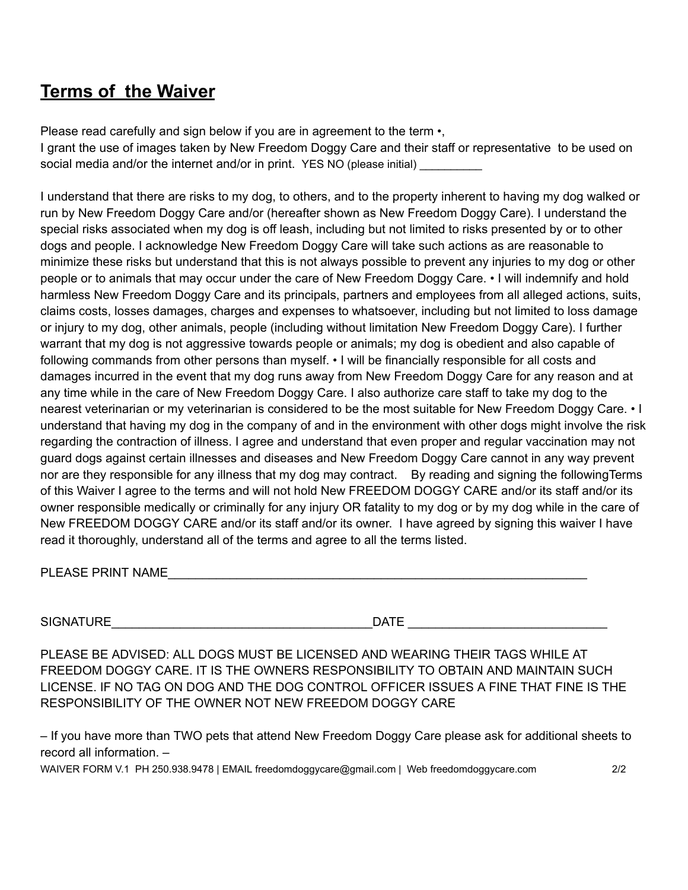## Terms of the Waiver

Please read carefully and sign below if you are in agreement to the term •,
I grant the use of images taken by New Freedom Doggy Care and their staff or representative to be used on social media and/or the internet and/or in print. YES NO (please initial) __________

I understand that there are risks to my dog, to others, and to the property inherent to having my dog walked or run by New Freedom Doggy Care and/or (hereafter shown as New Freedom Doggy Care). I understand the special risks associated when my dog is off leash, including but not limited to risks presented by or to other dogs and people. I acknowledge New Freedom Doggy Care will take such actions as are reasonable to minimize these risks but understand that this is not always possible to prevent any injuries to my dog or other people or to animals that may occur under the care of New Freedom Doggy Care. • I will indemnify and hold harmless New Freedom Doggy Care and its principals, partners and employees from all alleged actions, suits, claims costs, losses damages, charges and expenses to whatsoever, including but not limited to loss damage or injury to my dog, other animals, people (including without limitation New Freedom Doggy Care). I further warrant that my dog is not aggressive towards people or animals; my dog is obedient and also capable of following commands from other persons than myself. • I will be financially responsible for all costs and damages incurred in the event that my dog runs away from New Freedom Doggy Care for any reason and at any time while in the care of New Freedom Doggy Care. I also authorize care staff to take my dog to the nearest veterinarian or my veterinarian is considered to be the most suitable for New Freedom Doggy Care. • I understand that having my dog in the company of and in the environment with other dogs might involve the risk regarding the contraction of illness. I agree and understand that even proper and regular vaccination may not guard dogs against certain illnesses and diseases and New Freedom Doggy Care cannot in any way prevent nor are they responsible for any illness that my dog may contract. By reading and signing the followingTerms of this Waiver I agree to the terms and will not hold New FREEDOM DOGGY CARE and/or its staff and/or its owner responsible medically or criminally for any injury OR fatality to my dog or by my dog while in the care of New FREEDOM DOGGY CARE and/or its staff and/or its owner. I have agreed by signing this waiver I have read it thoroughly, understand all of the terms and agree to all the terms listed.

PLEASE PRINT NAME_______________________________________________________________

SIGNATURE_____________________________________DATE ____________________________

PLEASE BE ADVISED: ALL DOGS MUST BE LICENSED AND WEARING THEIR TAGS WHILE AT FREEDOM DOGGY CARE. IT IS THE OWNERS RESPONSIBILITY TO OBTAIN AND MAINTAIN SUCH LICENSE. IF NO TAG ON DOG AND THE DOG CONTROL OFFICER ISSUES A FINE THAT FINE IS THE RESPONSIBILITY OF THE OWNER NOT NEW FREEDOM DOGGY CARE

– If you have more than TWO pets that attend New Freedom Doggy Care please ask for additional sheets to record all information. –

WAIVER FORM V.1 PH 250.938.9478 | EMAIL freedomdoggycare@gmail.com | Web freedomdoggycare.com